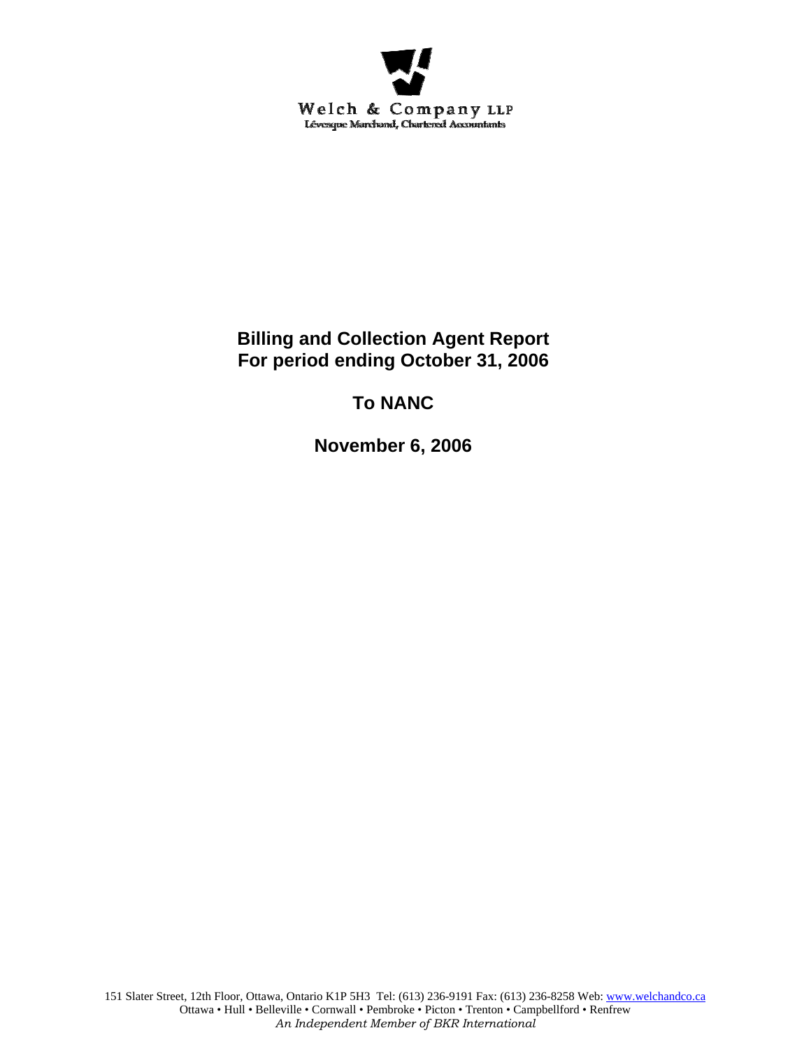Welch & Company LLP

Lévesque Marchand, Chartered Accountants

# Billing and Collection Agent Report
# For period ending October 31, 2006

## To NANC

## November 6, 2006

151 Slater Street, 12th Floor, Ottawa, Ontario K1P 5H3 Tel: (613) 236-9191 Fax: (613) 236-8258 Web: www.welchandco.ca
Ottawa • Hull • Belleville • Cornwall • Pembroke • Picton • Trenton • Campbellford • Renfrew
*An Independent Member of BKR International*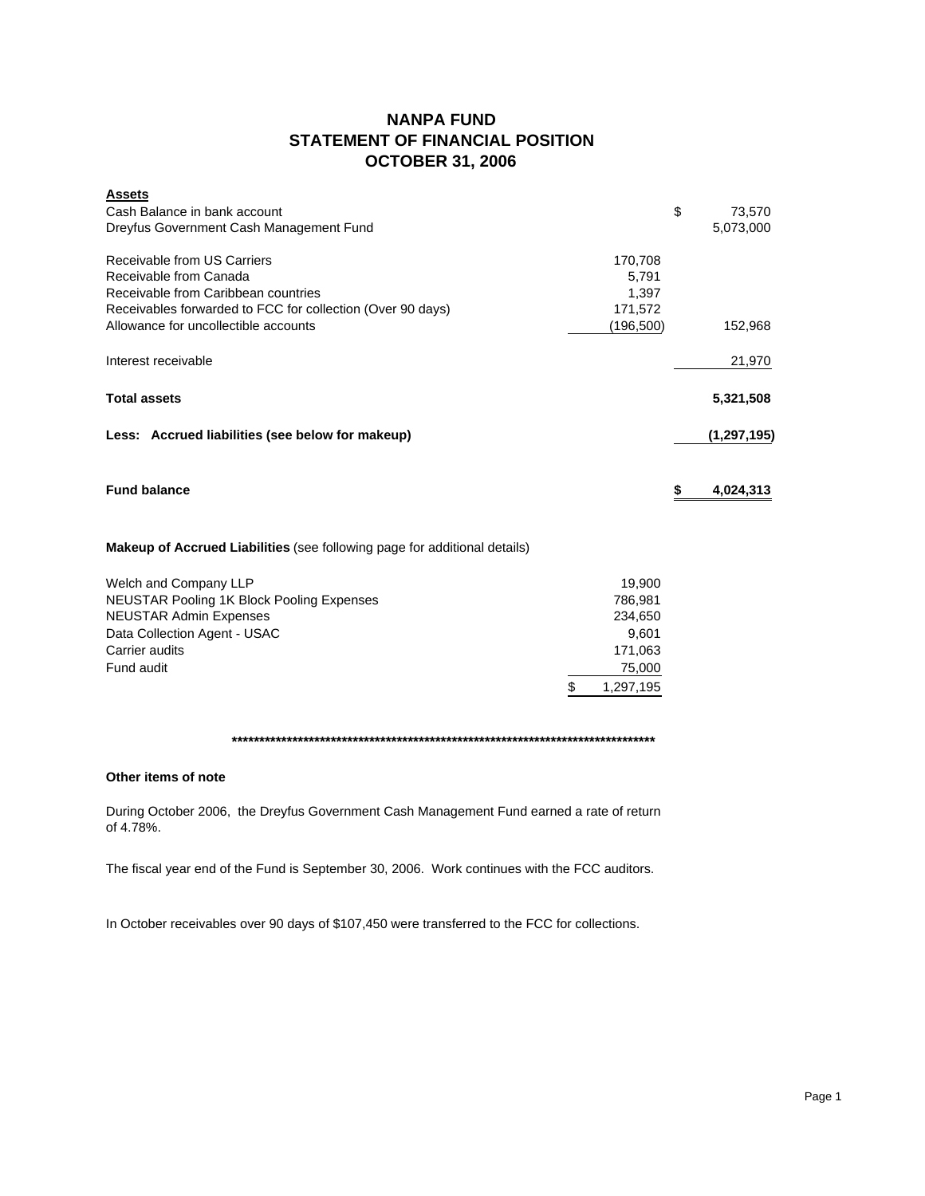# NANPA FUND
## STATEMENT OF FINANCIAL POSITION
## OCTOBER 31, 2006

| **Assets** | | |
|---|---|---|
| Cash Balance in bank account | | $ 73,570 |
| Dreyfus Government Cash Management Fund | | 5,073,000 |
| | | |
| Receivable from US Carriers | 170,708 | |
| Receivable from Canada | 5,791 | |
| Receivable from Caribbean countries | 1,397 | |
| Receivables forwarded to FCC for collection (Over 90 days) | 171,572 | |
| Allowance for uncollectible accounts | (196,500) | 152,968 |
| | | |
| Interest receivable | | 21,970 |
| | | |
| **Total assets** | | **5,321,508** |
| | | |
| **Less: Accrued liabilities (see below for makeup)** | | **(1,297,195)** |
| | | |
| **Fund balance** | | **$ 4,024,313** |

**Makeup of Accrued Liabilities** (see following page for additional details)

| | |
|---|---|
| Welch and Company LLP | 19,900 |
| NEUSTAR Pooling 1K Block Pooling Expenses | 786,981 |
| NEUSTAR Admin Expenses | 234,650 |
| Data Collection Agent - USAC | 9,601 |
| Carrier audits | 171,063 |
| Fund audit | 75,000 |
| | $ 1,297,195 |

************************************************************************************

**Other items of note**

During October 2006, the Dreyfus Government Cash Management Fund earned a rate of return of 4.78%.

The fiscal year end of the Fund is September 30, 2006. Work continues with the FCC auditors.

In October receivables over 90 days of $107,450 were transferred to the FCC for collections.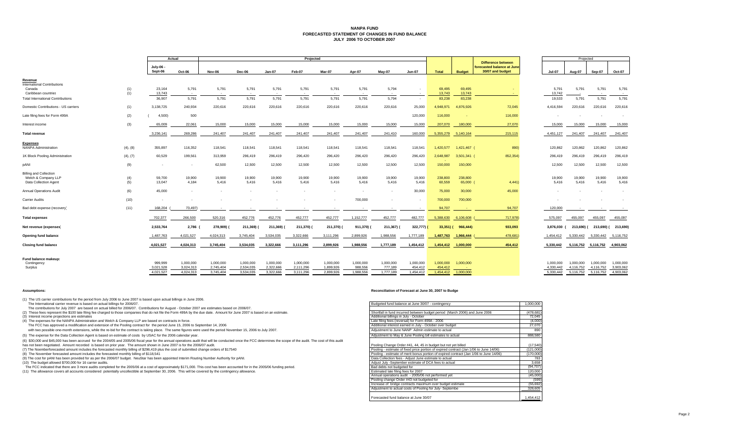# NANPA FUND
## FORECASTED STATEMENT OF CHANGES IN FUND BALANCE
### JULY 2006 TO OCTOBER 2007

| | | Actual | | Projected | | | | | | | | | | | | Projected | | | |
|---|---|---|---|---|---|---|---|---|---|---|---|---|---|---|---|---|---|---|---|
| | | July-06 - Sept-06 | Oct-06 | Nov-06 | Dec-06 | Jan-07 | Feb-07 | Mar-07 | Apr-07 | May-07 | Jun-07 | Total | Budget | Difference between forecasted balance at June 30/07 and budget | | Jul-07 | Aug-07 | Sep-07 | Oct-07 |
| **Revenue** | | | | | | | | | | | | | | | | | | | |
| International Contributions | | | | | | | | | | | | | | | | | | | |
| Canada | (1) | 23,164 | 5,791 | 5,791 | 5,791 | 5,791 | 5,791 | 5,791 | 5,791 | 5,794 | - | 69,495 | 69,495 | - | | 5,791 | 5,791 | 5,791 | 5,791 |
| Caribbean countries | (1) | 13,743 | - | - | - | - | - | - | - | - | - | 13,743 | 13,743 | - | | 13,742 | - | - | - |
| Total International Contributions | | 36,907 | 5,791 | 5,791 | 5,791 | 5,791 | 5,791 | 5,791 | 5,791 | 5,794 | - | 83,238 | 83,238 | - | | 19,533 | 5,791 | 5,791 | 5,791 |
| Domestic Contributions - US carriers | (1) | 3,138,725 | 240,934 | 220,616 | 220,616 | 220,616 | 220,616 | 220,616 | 220,616 | 220,616 | 25,000 | 4,948,971 | 4,876,926 | 72,045 | | 4,416,594 | 220,616 | 220,616 | 220,616 |
| Late filing fees for Form 499A | (2) | (4,500) | 500 | | | | | | | | 120,000 | 116,000 | - | 116,000 | | - | - | - | - |
| Interest income | (3) | 65,009 | 22,061 | 15,000 | 15,000 | 15,000 | 15,000 | 15,000 | 15,000 | 15,000 | 15,000 | 207,070 | 180,000 | 27,070 | | 15,000 | 15,000 | 15,000 | 15,000 |
| **Total revenue** | | 3,236,141 | 269,286 | 241,407 | 241,407 | 241,407 | 241,407 | 241,407 | 241,407 | 241,410 | 160,000 | 5,355,279 | 5,140,164 | 215,115 | | 4,451,127 | 241,407 | 241,407 | 241,407 |
| **Expenses** | | | | | | | | | | | | | | | | | | | |
| NANPA Administration | (4), (8) | 355,897 | 116,352 | 118,541 | 118,541 | 118,541 | 118,541 | 118,541 | 118,541 | 118,541 | 118,541 | 1,420,577 | 1,421,467 | (890) | | 120,862 | 120,862 | 120,862 | 120,862 |
| 1K Block Pooling Administration | (4), (7) | 60,529 | 199,561 | 313,959 | 296,419 | 296,419 | 296,420 | 296,420 | 296,420 | 296,420 | 296,420 | 2,648,987 | 3,501,341 | (852,354) | | 296,419 | 296,419 | 296,419 | 296,419 |
| pANI | (9) | - | - | 62,500 | 12,500 | 12,500 | 12,500 | 12,500 | 12,500 | 12,500 | 12,500 | 150,000 | 150,000 | | | 12,500 | 12,500 | 12,500 | 12,500 |
| Billing and Collection | | | | | | | | | | | | | | | | | | | |
| Welch & Company LLP | (4) | 59,700 | 19,900 | 19,900 | 19,900 | 19,900 | 19,900 | 19,900 | 19,900 | 19,900 | 19,900 | 238,800 | 238,800 | | | 19,900 | 19,900 | 19,900 | 19,900 |
| Data Collection Agent | (5) | 13,047 | 4,184 | 5,416 | 5,416 | 5,416 | 5,416 | 5,416 | 5,416 | 5,416 | 5,416 | 60,559 | 65,000 | (4,441) | | 5,416 | 5,416 | 5,416 | 5,416 |
| Annual Operations Audit | (6) | 45,000 | - | - | - | - | - | - | - | - | 30,000 | 75,000 | 30,000 | 45,000 | | - | - | - | - |
| Carrier Audits | (10) | - | - | - | - | - | - | - | 700,000 | - | - | 700,000 | 700,000 | | | - | - | - | - |
| Bad debt expense (recovery) | (11) | 168,204 | (73,497) | - | - | - | - | - | - | - | - | 94,707 | - | 94,707 | | 120,000 | - | - | - |
| **Total expenses** | | 702,377 | 266,500 | 520,316 | 452,776 | 452,776 | 452,777 | 452,777 | 1,152,777 | 452,777 | 482,777 | 5,388,630 | 6,106,608 | (717,978) | | 575,097 | 455,097 | 455,097 | 455,097 |
| **Net revenue (expenses)** | | 2,533,764 | 2,786 | (278,909) | (211,369) | (211,369) | (211,370) | (211,370) | (911,370) | (211,367) | (322,777) | (33,351) | (966,444) | 933,093 | | 3,876,030 | (213,690) | (213,690) | (213,690) |
| **Opening fund balance** | | 1,487,763 | 4,021,527 | 4,024,313 | 3,745,404 | 3,534,035 | 3,322,666 | 3,111,296 | 2,899,926 | 1,988,556 | 1,777,189 | 1,487,763 | 1,966,444 | (478,681) | | 1,454,412 | 5,330,442 | 5,330,442 | 5,116,752 |
| **Closing fund balance** | | 4,021,527 | 4,024,313 | 3,745,404 | 3,534,035 | 3,322,666 | 3,111,296 | 2,899,926 | 1,988,556 | 1,777,189 | 1,454,412 | 1,454,412 | 1,000,000 | 454,412 | | 5,330,442 | 5,116,752 | 5,116,752 | 4,903,062 |
| **Fund balance makeup:** | | | | | | | | | | | | | | | | | | | |
| Contingency | | 999,999 | 1,000,000 | 1,000,000 | 1,000,000 | 1,000,000 | 1,000,000 | 1,000,000 | 1,000,000 | 1,000,000 | 1,000,000 | 1,000,000 | 1,000,000 | | | 1,000,000 | 1,000,000 | 1,000,000 | 1,000,000 |
| Surplus | | 3,021,528 | 3,024,313 | 2,745,404 | 2,534,035 | 2,322,666 | 2,111,296 | 1,899,926 | 988,556 | 777,189 | 454,412 | 454,412 | - | | | 4,330,442 | 4,116,752 | 4,116,752 | 3,903,062 |
| | | 4,021,527 | 4,024,313 | 3,745,404 | 3,534,035 | 3,322,666 | 3,111,296 | 2,899,926 | 1,988,556 | 1,777,189 | 1,454,412 | 1,454,412 | 1,000,000 | | | 5,330,442 | 5,116,752 | 5,116,752 | 4,903,062 |

## Assumptions:

(1) The US carrier contributions for the period from July 2006 to June 2007 is based upon actual billings in June 2006.
The International carrier revenue is based on actual billings for 2006/07.
The contributions for July 2007 are based on actual billed for 2006/07. Contributions for August - October 2007 are estimates based on 2006/07.

(2) These fees represent the $100 late filing fee charged to those companies that do not file the Form 499A by the due date. Amount for June 2007 is based on an estimate.

(3) Interest income projections are estimates

(4) The expenses for the NANPA Administration and Welch & Company LLP are based on contracts in force.
The FCC has approved a modification and extension of the Pooling contract for the period June 15, 2006 to September 14, 2006
with two possible one-month extensions, while the re-bid for the contract is taking place. The same figures were used the period November 15, 2006 to July 2007.

(5) The expense for the Data Collection Agent is based on estimate of costs by USAC for the 2006 calendar year.

(6) $30,000 and $45,000 has been accrued for the 2004/05 and 2005/06 fiscal year for the annual operations audit that will be conducted once the FCC determines the scope of the audit. The cost of this audit has not been negotiated. Amount recorded is based on prior year. The amount shown in June 2007 is for the 2006/07 audit.

(7) The Noemberforecasted amount includes the forecasted monthly billing of $296,419 plus the cost of submitted change orders of $17540

(8) The November forecasted amount includes the forecasted monthly billing of $118,541

(9) The cost for pANI has been provided for as per the 2006/07 budget. NeuStar has been appointed Interim Routing Number Authority for pANI.

(10) The budget allowed $700,000 for 16 carrier audits.
The FCC indicated that there are 3 more audits completed for the 2005/06 at a cost of approximately $171,000. This cost has been accounted for in the 2005/06 funding period.

(11) The allowance covers all accounts considered potentially uncollectible at September 30, 2006. This will be covered by the contingency allowance.

## Reconciliation of Forecast at June 30, 2007 to Budge

| | |
|---|---|
| Budgeted fund balance at June 30/07 - contingency | 1,000,000 |
| Shortfall in fund incurred between budget period (March 2006) and June 2006 | (478,681) |
| Additional billings in July - October | 72,045 |
| Late filing fees (reversal) for Form 499A - 2006 | (4,000) |
| Additional interest earned in July - October over budget | 27,070 |
| Adjustment to June NANP Admin estimate to actual | 890 |
| Adjustment to May & June Pooling bill estimates to actual | 888,580 |
| Pooling Change Order #41, 44, 45 in budget but not yet billed | (17,540) |
| Pooling - estimate of fixed price portion of expired contract (Jan 1/06 to June 14/06) | (121,000) |
| Pooling - estimate of merit bonus portion of expired contract (Jan 1/06 to June 14/06) | (170,000) |
| Data Collection fees - Adjust June estimate to actual | 783 |
| Adjust July -September estimate of DCA fees to actual | 3,658 |
| Bad debts not budgeted for | (94,707) |
| Estimated late filing fees for 2007 | 120,000 |
| Annual operations audit - 2005/06 not performed yet | (45,000) |
| Pooling change Order #43 not budgeted for | (599) |
| Increase of bridge contracts maximum over budget estimate | (55,692) |
| Adjustment to actual costs of Pooling for July- Septembe | 328,605 |
| Forecasted fund balance at June 30/07 | 1,454,412 |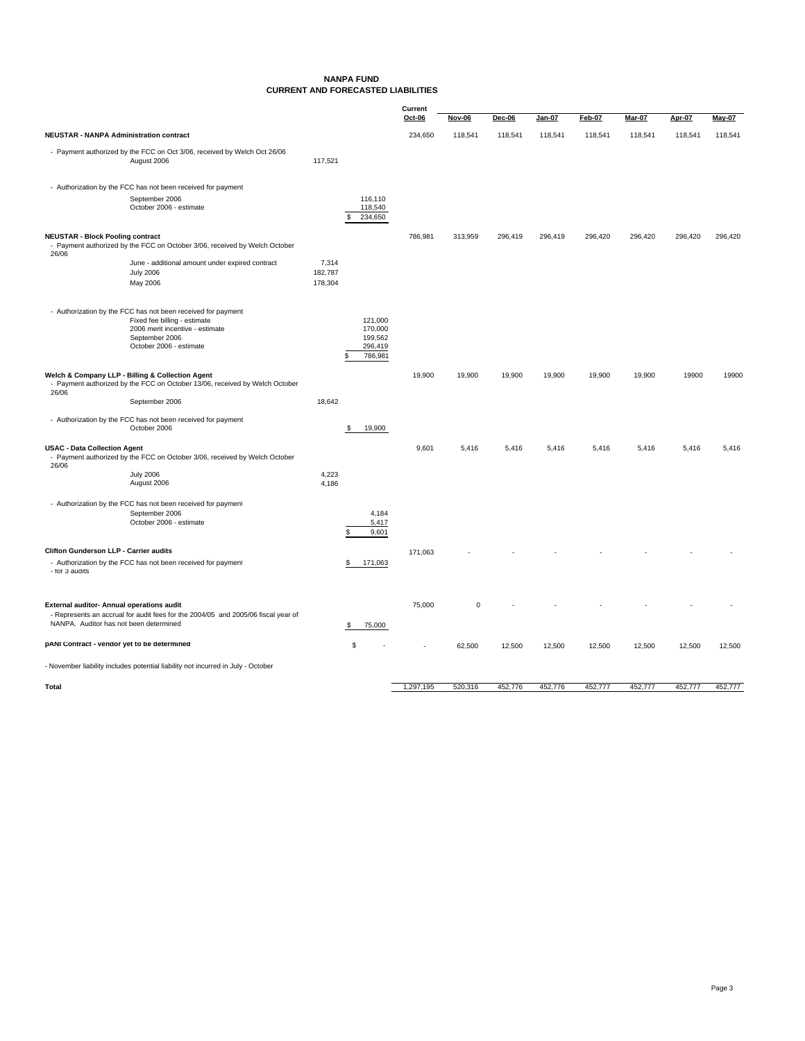# NANPA FUND
## CURRENT AND FORECASTED LIABILITIES

| | | | Current Oct-06 | Nov-06 | Dec-06 | Jan-07 | Feb-07 | Mar-07 | Apr-07 | May-07 |
|---|---|---|---|---|---|---|---|---|---|---|
| **NEUSTAR - NANPA Administration contract** | | | 234,650 | 118,541 | 118,541 | 118,541 | 118,541 | 118,541 | 118,541 | 118,541 |
| - Payment authorized by the FCC on Oct 3/06, received by Welch Oct 26/06 | | | | | | | | | | |
| August 2006 | 117,521 | | | | | | | | | |
| - Authorization by the FCC has not been received for payment | | | | | | | | | | |
| September 2006 | | 116,110 | | | | | | | | |
| October 2006 - estimate | | 118,540 | | | | | | | | |
| | | $ 234,650 | | | | | | | | |
| **NEUSTAR - Block Pooling contract** | | | 786,981 | 313,959 | 296,419 | 296,419 | 296,420 | 296,420 | 296,420 | 296,420 |
| - Payment authorized by the FCC on October 3/06, received by Welch October 26/06 | | | | | | | | | | |
| June - additional amount under expired contract | 7,314 | | | | | | | | | |
| July 2006 | 182,787 | | | | | | | | | |
| May 2006 | 178,304 | | | | | | | | | |
| - Authorization by the FCC has not been received for payment | | | | | | | | | | |
| Fixed fee billing - estimate | | 121,000 | | | | | | | | |
| 2006 merit incentive - estimate | | 170,000 | | | | | | | | |
| September 2006 | | 199,562 | | | | | | | | |
| October 2006 - estimate | | 296,419 | | | | | | | | |
| | | $ 786,981 | | | | | | | | |
| **Welch & Company LLP - Billing & Collection Agent** | | | 19,900 | 19,900 | 19,900 | 19,900 | 19,900 | 19,900 | 19900 | 19900 |
| - Payment authorized by the FCC on October 13/06, received by Welch October 26/06 | | | | | | | | | | |
| September 2006 | 18,642 | | | | | | | | | |
| - Authorization by the FCC has not been received for payment | | | | | | | | | | |
| October 2006 | | $ 19,900 | | | | | | | | |
| **USAC - Data Collection Agent** | | | 9,601 | 5,416 | 5,416 | 5,416 | 5,416 | 5,416 | 5,416 | 5,416 |
| - Payment authorized by the FCC on October 3/06, received by Welch October 26/06 | | | | | | | | | | |
| July 2006 | 4,223 | | | | | | | | | |
| August 2006 | 4,186 | | | | | | | | | |
| - Authorization by the FCC has not been received for payment | | | | | | | | | | |
| September 2006 | | 4,184 | | | | | | | | |
| October 2006 - estimate | | 5,417 | | | | | | | | |
| | | $ 9,601 | | | | | | | | |
| **Clifton Gunderson LLP - Carrier audits** | | | 171,063 | - | - | - | - | - | - | - |
| - Authorization by the FCC has not been received for payment - for 3 audits | | $ 171,063 | | | | | | | | |
| **External auditor- Annual operations audit** | | | 75,000 | 0 | - | - | - | - | - | - |
| - Represents an accrual for audit fees for the 2004/05 and 2005/06 fiscal year of NANPA. Auditor has not been determined | | $ 75,000 | | | | | | | | |
| **pANI Contract - vendor yet to be determined** | | $ - | - | 62,500 | 12,500 | 12,500 | 12,500 | 12,500 | 12,500 | 12,500 |
| - November liability includes potential liability not incurred in July - October | | | | | | | | | | |
| **Total** | | | 1,297,195 | 520,316 | 452,776 | 452,776 | 452,777 | 452,777 | 452,777 | 452,777 |